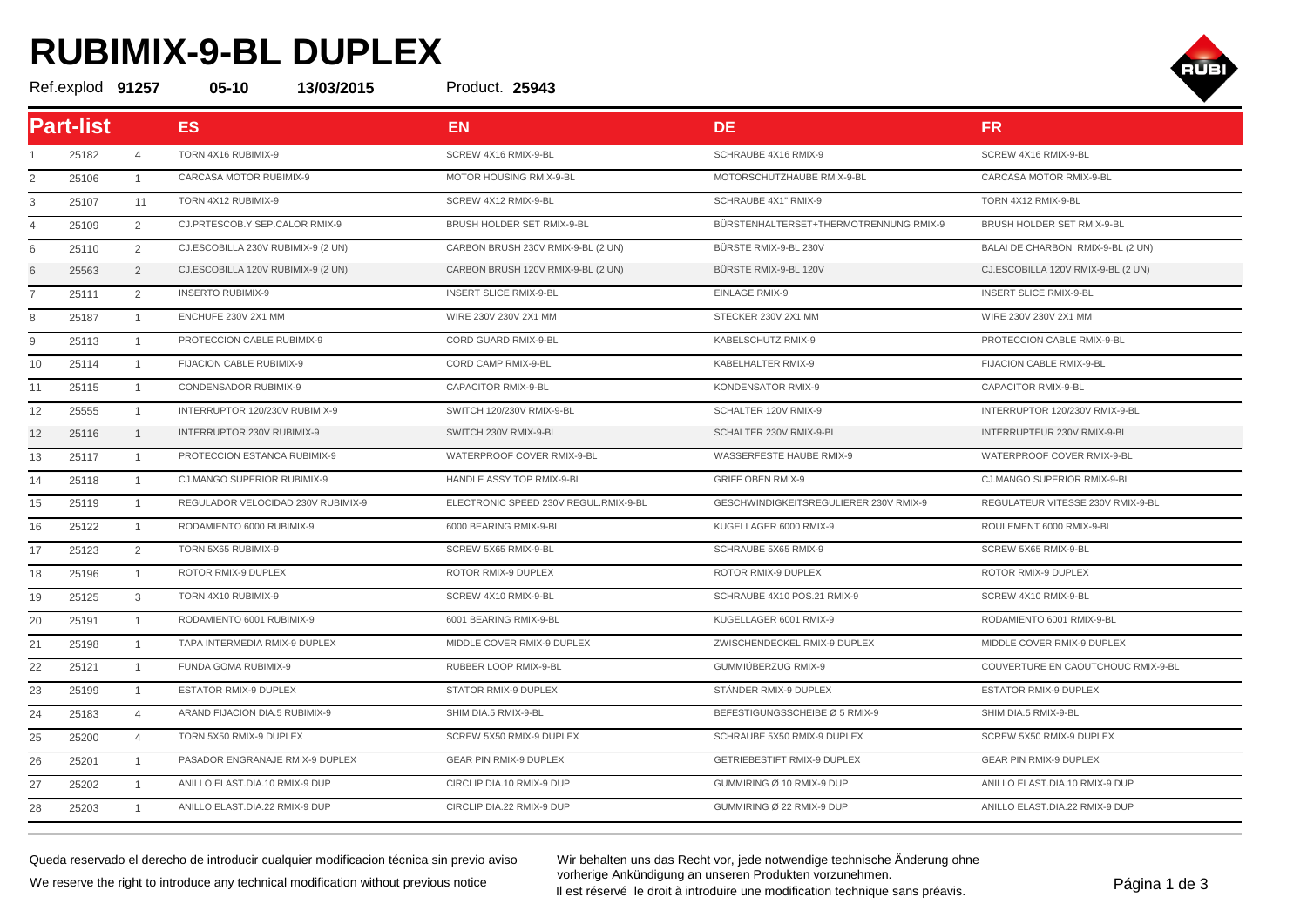# RUBIMIX-9-BL DUPLEX

Ref.explod **91257** **05-10** **13/03/2015** Product. **25943**

| Part-list | | | ES | EN | DE | FR |
|---|---|---|---|---|---|---|
| 1 | 25182 | 4 | TORN 4X16 RUBIMIX-9 | SCREW 4X16 RMIX-9-BL | SCHRAUBE 4X16 RMIX-9 | SCREW 4X16 RMIX-9-BL |
| 2 | 25106 | 1 | CARCASA MOTOR RUBIMIX-9 | MOTOR HOUSING RMIX-9-BL | MOTORSCHUTZHAUBE RMIX-9-BL | CARCASA MOTOR RMIX-9-BL |
| 3 | 25107 | 11 | TORN 4X12 RUBIMIX-9 | SCREW 4X12 RMIX-9-BL | SCHRAUBE 4X1" RMIX-9 | TORN 4X12 RMIX-9-BL |
| 4 | 25109 | 2 | CJ.PRTESCOB.Y SEP.CALOR RMIX-9 | BRUSH HOLDER SET RMIX-9-BL | BÜRSTENHALTERSET+THERMOTRENNUNG RMIX-9 | BRUSH HOLDER SET RMIX-9-BL |
| 6 | 25110 | 2 | CJ.ESCOBILLA 230V RUBIMIX-9 (2 UN) | CARBON BRUSH 230V RMIX-9-BL (2 UN) | BÜRSTE RMIX-9-BL 230V | BALAI DE CHARBON RMIX-9-BL (2 UN) |
| 6 | 25563 | 2 | CJ.ESCOBILLA 120V RUBIMIX-9 (2 UN) | CARBON BRUSH 120V RMIX-9-BL (2 UN) | BÜRSTE RMIX-9-BL 120V | CJ.ESCOBILLA 120V RMIX-9-BL (2 UN) |
| 7 | 25111 | 2 | INSERTO RUBIMIX-9 | INSERT SLICE RMIX-9-BL | EINLAGE RMIX-9 | INSERT SLICE RMIX-9-BL |
| 8 | 25187 | 1 | ENCHUFE 230V 2X1 MM | WIRE 230V 230V 2X1 MM | STECKER 230V 2X1 MM | WIRE 230V 230V 2X1 MM |
| 9 | 25113 | 1 | PROTECCION CABLE RUBIMIX-9 | CORD GUARD RMIX-9-BL | KABELSCHUTZ RMIX-9 | PROTECCION CABLE RMIX-9-BL |
| 10 | 25114 | 1 | FIJACION CABLE RUBIMIX-9 | CORD CAMP RMIX-9-BL | KABELHALTER RMIX-9 | FIJACION CABLE RMIX-9-BL |
| 11 | 25115 | 1 | CONDENSADOR RUBIMIX-9 | CAPACITOR RMIX-9-BL | KONDENSATOR RMIX-9 | CAPACITOR RMIX-9-BL |
| 12 | 25555 | 1 | INTERRUPTOR 120/230V RUBIMIX-9 | SWITCH 120/230V RMIX-9-BL | SCHALTER 120V RMIX-9 | INTERRUPTOR 120/230V RMIX-9-BL |
| 12 | 25116 | 1 | INTERRUPTOR 230V RUBIMIX-9 | SWITCH 230V RMIX-9-BL | SCHALTER 230V RMIX-9-BL | INTERRUPTEUR 230V RMIX-9-BL |
| 13 | 25117 | 1 | PROTECCION ESTANCA RUBIMIX-9 | WATERPROOF COVER RMIX-9-BL | WASSERFESTE HAUBE RMIX-9 | WATERPROOF COVER RMIX-9-BL |
| 14 | 25118 | 1 | CJ.MANGO SUPERIOR RUBIMIX-9 | HANDLE ASSY TOP RMIX-9-BL | GRIFF OBEN RMIX-9 | CJ.MANGO SUPERIOR RMIX-9-BL |
| 15 | 25119 | 1 | REGULADOR VELOCIDAD 230V RUBIMIX-9 | ELECTRONIC SPEED 230V REGUL.RMIX-9-BL | GESCHWINDIGKEITSREGULIERER 230V RMIX-9 | REGULATEUR VITESSE 230V RMIX-9-BL |
| 16 | 25122 | 1 | RODAMIENTO 6000 RUBIMIX-9 | 6000 BEARING RMIX-9-BL | KUGELLAGER 6000 RMIX-9 | ROULEMENT 6000 RMIX-9-BL |
| 17 | 25123 | 2 | TORN 5X65 RUBIMIX-9 | SCREW 5X65 RMIX-9-BL | SCHRAUBE 5X65 RMIX-9 | SCREW 5X65 RMIX-9-BL |
| 18 | 25196 | 1 | ROTOR RMIX-9 DUPLEX | ROTOR RMIX-9 DUPLEX | ROTOR RMIX-9 DUPLEX | ROTOR RMIX-9 DUPLEX |
| 19 | 25125 | 3 | TORN 4X10 RUBIMIX-9 | SCREW 4X10 RMIX-9-BL | SCHRAUBE 4X10 POS.21 RMIX-9 | SCREW 4X10 RMIX-9-BL |
| 20 | 25191 | 1 | RODAMIENTO 6001 RUBIMIX-9 | 6001 BEARING RMIX-9-BL | KUGELLAGER 6001 RMIX-9 | RODAMIENTO 6001 RMIX-9-BL |
| 21 | 25198 | 1 | TAPA INTERMEDIA RMIX-9 DUPLEX | MIDDLE COVER RMIX-9 DUPLEX | ZWISCHENDECKEL RMIX-9 DUPLEX | MIDDLE COVER RMIX-9 DUPLEX |
| 22 | 25121 | 1 | FUNDA GOMA RUBIMIX-9 | RUBBER LOOP RMIX-9-BL | GUMMIÜBERZUG RMIX-9 | COUVERTURE EN CAOUTCHOUC RMIX-9-BL |
| 23 | 25199 | 1 | ESTATOR RMIX-9 DUPLEX | STATOR RMIX-9 DUPLEX | STÄNDER RMIX-9 DUPLEX | ESTATOR RMIX-9 DUPLEX |
| 24 | 25183 | 4 | ARAND FIJACION DIA.5 RUBIMIX-9 | SHIM DIA.5 RMIX-9-BL | BEFESTIGUNGSSCHEIBE Ø 5 RMIX-9 | SHIM DIA.5 RMIX-9-BL |
| 25 | 25200 | 4 | TORN 5X50 RMIX-9 DUPLEX | SCREW 5X50 RMIX-9 DUPLEX | SCHRAUBE 5X50 RMIX-9 DUPLEX | SCREW 5X50 RMIX-9 DUPLEX |
| 26 | 25201 | 1 | PASADOR ENGRANAJE RMIX-9 DUPLEX | GEAR PIN RMIX-9 DUPLEX | GETRIEBESTIFT RMIX-9 DUPLEX | GEAR PIN RMIX-9 DUPLEX |
| 27 | 25202 | 1 | ANILLO ELAST.DIA.10 RMIX-9 DUP | CIRCLIP DIA.10 RMIX-9 DUP | GUMMIRING Ø 10 RMIX-9 DUP | ANILLO ELAST.DIA.10 RMIX-9 DUP |
| 28 | 25203 | 1 | ANILLO ELAST.DIA.22 RMIX-9 DUP | CIRCLIP DIA.22 RMIX-9 DUP | GUMMIRING Ø 22 RMIX-9 DUP | ANILLO ELAST.DIA.22 RMIX-9 DUP |

Queda reservado el derecho de introducir cualquier modificacion técnica sin previo aviso

We reserve the right to introduce any technical modification without previous notice

Wir behalten uns das Recht vor, jede notwendige technische Änderung ohne vorherige Ankündigung an unseren Produkten vorzunehmen.

Il est réservé le droit à introduire une modification technique sans préavis.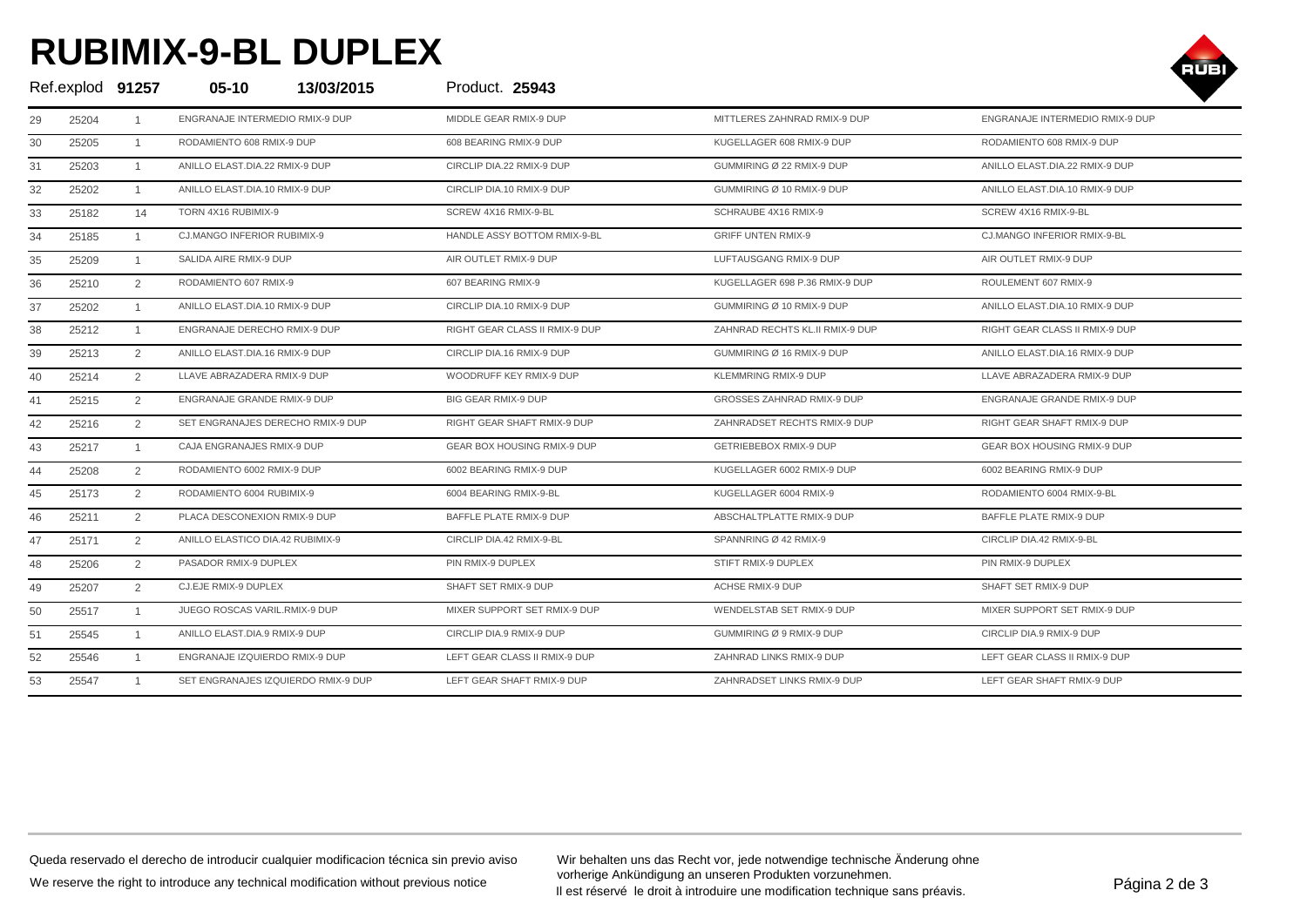# RUBIMIX-9-BL DUPLEX

Ref.explod **91257** **05-10** **13/03/2015** Product. **25943**

| | | | | | | |
|---|---|---|---|---|---|---|
| 29 | 25204 | 1 | ENGRANAJE INTERMEDIO RMIX-9 DUP | MIDDLE GEAR RMIX-9 DUP | MITTLERES ZAHNRAD RMIX-9 DUP | ENGRANAJE INTERMEDIO RMIX-9 DUP |
| 30 | 25205 | 1 | RODAMIENTO 608 RMIX-9 DUP | 608 BEARING RMIX-9 DUP | KUGELLAGER 608 RMIX-9 DUP | RODAMIENTO 608 RMIX-9 DUP |
| 31 | 25203 | 1 | ANILLO ELAST.DIA.22 RMIX-9 DUP | CIRCLIP DIA.22 RMIX-9 DUP | GUMMIRING Ø 22 RMIX-9 DUP | ANILLO ELAST.DIA.22 RMIX-9 DUP |
| 32 | 25202 | 1 | ANILLO ELAST.DIA.10 RMIX-9 DUP | CIRCLIP DIA.10 RMIX-9 DUP | GUMMIRING Ø 10 RMIX-9 DUP | ANILLO ELAST.DIA.10 RMIX-9 DUP |
| 33 | 25182 | 14 | TORN 4X16 RUBIMIX-9 | SCREW 4X16 RMIX-9-BL | SCHRAUBE 4X16 RMIX-9 | SCREW 4X16 RMIX-9-BL |
| 34 | 25185 | 1 | CJ.MANGO INFERIOR RUBIMIX-9 | HANDLE ASSY BOTTOM RMIX-9-BL | GRIFF UNTEN RMIX-9 | CJ.MANGO INFERIOR RMIX-9-BL |
| 35 | 25209 | 1 | SALIDA AIRE RMIX-9 DUP | AIR OUTLET RMIX-9 DUP | LUFTAUSGANG RMIX-9 DUP | AIR OUTLET RMIX-9 DUP |
| 36 | 25210 | 2 | RODAMIENTO 607 RMIX-9 | 607 BEARING RMIX-9 | KUGELLAGER 698 P.36 RMIX-9 DUP | ROULEMENT 607 RMIX-9 |
| 37 | 25202 | 1 | ANILLO ELAST.DIA.10 RMIX-9 DUP | CIRCLIP DIA.10 RMIX-9 DUP | GUMMIRING Ø 10 RMIX-9 DUP | ANILLO ELAST.DIA.10 RMIX-9 DUP |
| 38 | 25212 | 1 | ENGRANAJE DERECHO RMIX-9 DUP | RIGHT GEAR CLASS II RMIX-9 DUP | ZAHNRAD RECHTS KL.II RMIX-9 DUP | RIGHT GEAR CLASS II RMIX-9 DUP |
| 39 | 25213 | 2 | ANILLO ELAST.DIA.16 RMIX-9 DUP | CIRCLIP DIA.16 RMIX-9 DUP | GUMMIRING Ø 16 RMIX-9 DUP | ANILLO ELAST.DIA.16 RMIX-9 DUP |
| 40 | 25214 | 2 | LLAVE ABRAZADERA RMIX-9 DUP | WOODRUFF KEY RMIX-9 DUP | KLEMMRING RMIX-9 DUP | LLAVE ABRAZADERA RMIX-9 DUP |
| 41 | 25215 | 2 | ENGRANAJE GRANDE RMIX-9 DUP | BIG GEAR RMIX-9 DUP | GROSSES ZAHNRAD RMIX-9 DUP | ENGRANAJE GRANDE RMIX-9 DUP |
| 42 | 25216 | 2 | SET ENGRANAJES DERECHO RMIX-9 DUP | RIGHT GEAR SHAFT RMIX-9 DUP | ZAHNRADSET RECHTS RMIX-9 DUP | RIGHT GEAR SHAFT RMIX-9 DUP |
| 43 | 25217 | 1 | CAJA ENGRANAJES RMIX-9 DUP | GEAR BOX HOUSING RMIX-9 DUP | GETRIEBEBOX RMIX-9 DUP | GEAR BOX HOUSING RMIX-9 DUP |
| 44 | 25208 | 2 | RODAMIENTO 6002 RMIX-9 DUP | 6002 BEARING RMIX-9 DUP | KUGELLAGER 6002 RMIX-9 DUP | 6002 BEARING RMIX-9 DUP |
| 45 | 25173 | 2 | RODAMIENTO 6004 RUBIMIX-9 | 6004 BEARING RMIX-9-BL | KUGELLAGER 6004 RMIX-9 | RODAMIENTO 6004 RMIX-9-BL |
| 46 | 25211 | 2 | PLACA DESCONEXION RMIX-9 DUP | BAFFLE PLATE RMIX-9 DUP | ABSCHALTPLATTE RMIX-9 DUP | BAFFLE PLATE RMIX-9 DUP |
| 47 | 25171 | 2 | ANILLO ELASTICO DIA.42 RUBIMIX-9 | CIRCLIP DIA.42 RMIX-9-BL | SPANNRING Ø 42 RMIX-9 | CIRCLIP DIA.42 RMIX-9-BL |
| 48 | 25206 | 2 | PASADOR RMIX-9 DUPLEX | PIN RMIX-9 DUPLEX | STIFT RMIX-9 DUPLEX | PIN RMIX-9 DUPLEX |
| 49 | 25207 | 2 | CJ.EJE RMIX-9 DUPLEX | SHAFT SET RMIX-9 DUP | ACHSE RMIX-9 DUP | SHAFT SET RMIX-9 DUP |
| 50 | 25517 | 1 | JUEGO ROSCAS VARIL.RMIX-9 DUP | MIXER SUPPORT SET RMIX-9 DUP | WENDELSTAB SET RMIX-9 DUP | MIXER SUPPORT SET RMIX-9 DUP |
| 51 | 25545 | 1 | ANILLO ELAST.DIA.9 RMIX-9 DUP | CIRCLIP DIA.9 RMIX-9 DUP | GUMMIRING Ø 9 RMIX-9 DUP | CIRCLIP DIA.9 RMIX-9 DUP |
| 52 | 25546 | 1 | ENGRANAJE IZQUIERDO RMIX-9 DUP | LEFT GEAR CLASS II RMIX-9 DUP | ZAHNRAD LINKS RMIX-9 DUP | LEFT GEAR CLASS II RMIX-9 DUP |
| 53 | 25547 | 1 | SET ENGRANAJES IZQUIERDO RMIX-9 DUP | LEFT GEAR SHAFT RMIX-9 DUP | ZAHNRADSET LINKS RMIX-9 DUP | LEFT GEAR SHAFT RMIX-9 DUP |

Queda reservado el derecho de introducir cualquier modificacion técnica sin previo aviso

We reserve the right to introduce any technical modification without previous notice

Wir behalten uns das Recht vor, jede notwendige technische Änderung ohne vorherige Ankündigung an unseren Produkten vorzunehmen.

Il est réservé le droit à introduire une modification technique sans préavis.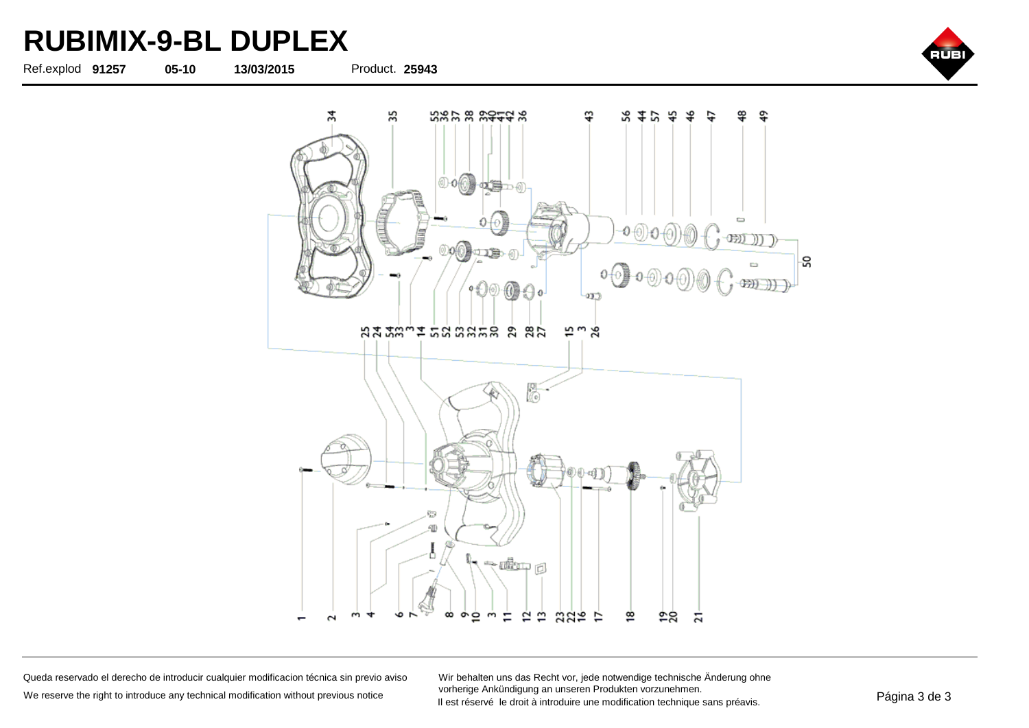# RUBIMIX-9-BL DUPLEX

Ref.explod **91257** **05-10** **13/03/2015** Product. **25943**

34 35 55 36 37 38 39 40 41 42 36 43 56 44 57 45 46 47 48 49

50

25 24 54 33 3 14 51 52 53 32 31 30 29 28 27 15 3 26

1 2 3 4 6 7 8 9 10 3 11 12 13 23 22 16 17 18 19 20 21

Queda reservado el derecho de introducir cualquier modificacion técnica sin previo aviso

We reserve the right to introduce any technical modification without previous notice

Wir behalten uns das Recht vor, jede notwendige technische Änderung ohne vorherige Ankündigung an unseren Produkten vorzunehmen.

Il est réservé le droit à introduire une modification technique sans préavis.